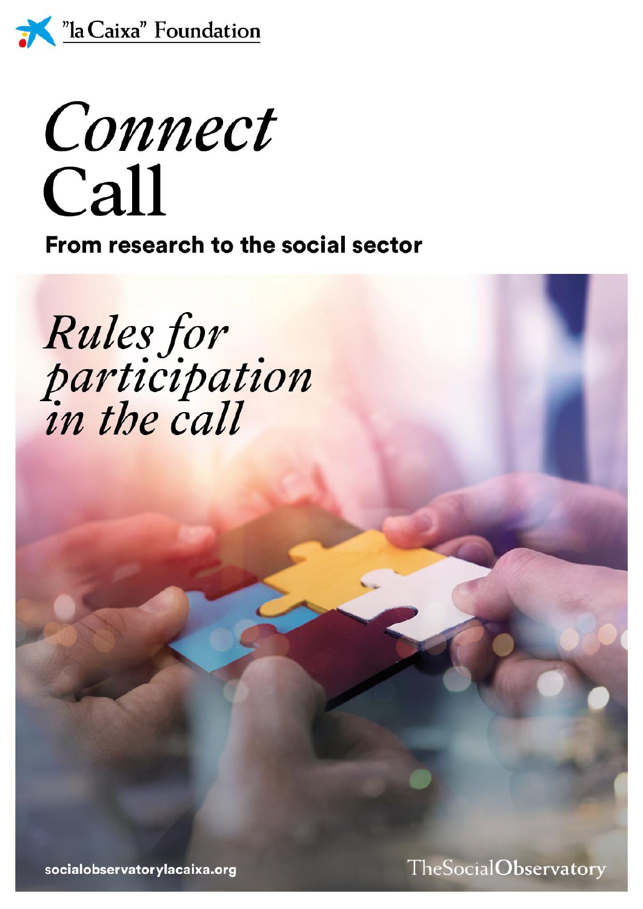"la Caixa" Foundation

# *Connect* Call

## From research to the social sector

## *Rules for participation in the call*

socialobservatorylacaixa.org

TheSocialObservatory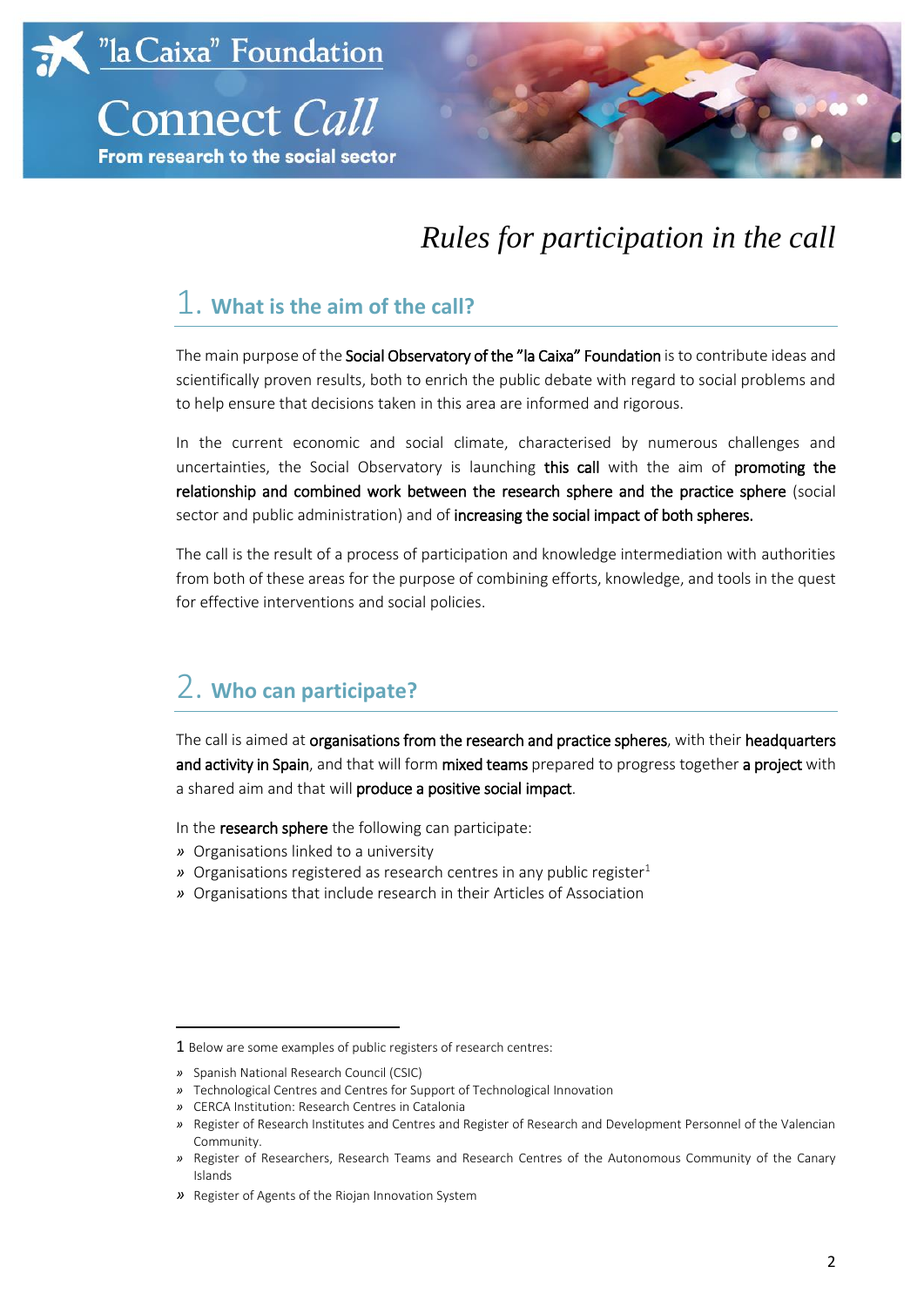"la Caixa" Foundation

# Connect *Call*

**From research to the social sector**

## *Rules for participation in the call*

## 1. What is the aim of the call?

The main purpose of the **Social Observatory of the "la Caixa" Foundation** is to contribute ideas and scientifically proven results, both to enrich the public debate with regard to social problems and to help ensure that decisions taken in this area are informed and rigorous.

In the current economic and social climate, characterised by numerous challenges and uncertainties, the Social Observatory is launching **this call** with the aim of **promoting the relationship and combined work between the research sphere and the practice sphere** (social sector and public administration) and of **increasing the social impact of both spheres.**

The call is the result of a process of participation and knowledge intermediation with authorities from both of these areas for the purpose of combining efforts, knowledge, and tools in the quest for effective interventions and social policies.

## 2. Who can participate?

The call is aimed at **organisations from the research and practice spheres**, with their **headquarters and activity in Spain**, and that will form **mixed teams** prepared to progress together **a project** with a shared aim and that will **produce a positive social impact**.

In the **research sphere** the following can participate:

» Organisations linked to a university
» Organisations registered as research centres in any public register[1]
» Organisations that include research in their Articles of Association

---

1 Below are some examples of public registers of research centres:

» Spanish National Research Council (CSIC)
» Technological Centres and Centres for Support of Technological Innovation
» CERCA Institution: Research Centres in Catalonia
» Register of Research Institutes and Centres and Register of Research and Development Personnel of the Valencian Community.
» Register of Researchers, Research Teams and Research Centres of the Autonomous Community of the Canary Islands
» Register of Agents of the Riojan Innovation System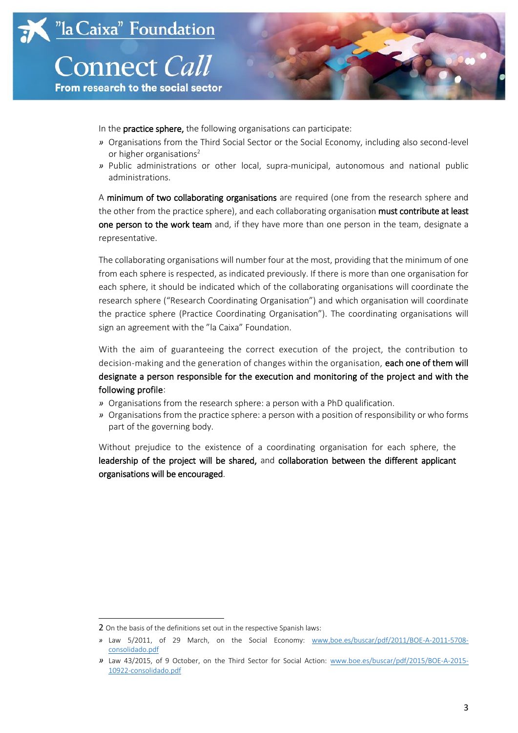In the **practice sphere,** the following organisations can participate:

- Organisations from the Third Social Sector or the Social Economy, including also second-level or higher organisations[2]
- Public administrations or other local, supra-municipal, autonomous and national public administrations.

A **minimum of two collaborating organisations** are required (one from the research sphere and the other from the practice sphere), and each collaborating organisation **must contribute at least one person to the work team** and, if they have more than one person in the team, designate a representative.

The collaborating organisations will number four at the most, providing that the minimum of one from each sphere is respected, as indicated previously. If there is more than one organisation for each sphere, it should be indicated which of the collaborating organisations will coordinate the research sphere ("Research Coordinating Organisation") and which organisation will coordinate the practice sphere (Practice Coordinating Organisation"). The coordinating organisations will sign an agreement with the "la Caixa" Foundation.

With the aim of guaranteeing the correct execution of the project, the contribution to decision-making and the generation of changes within the organisation, **each one of them will designate a person responsible for the execution and monitoring of the project and with the following profile**:

- Organisations from the research sphere: a person with a PhD qualification.
- Organisations from the practice sphere: a person with a position of responsibility or who forms part of the governing body.

Without prejudice to the existence of a coordinating organisation for each sphere, the **leadership of the project will be shared,** and **collaboration between the different applicant organisations will be encouraged**.

---

2 On the basis of the definitions set out in the respective Spanish laws:

- Law 5/2011, of 29 March, on the Social Economy: www.boe.es/buscar/pdf/2011/BOE-A-2011-5708-consolidado.pdf
- Law 43/2015, of 9 October, on the Third Sector for Social Action: www.boe.es/buscar/pdf/2015/BOE-A-2015-10922-consolidado.pdf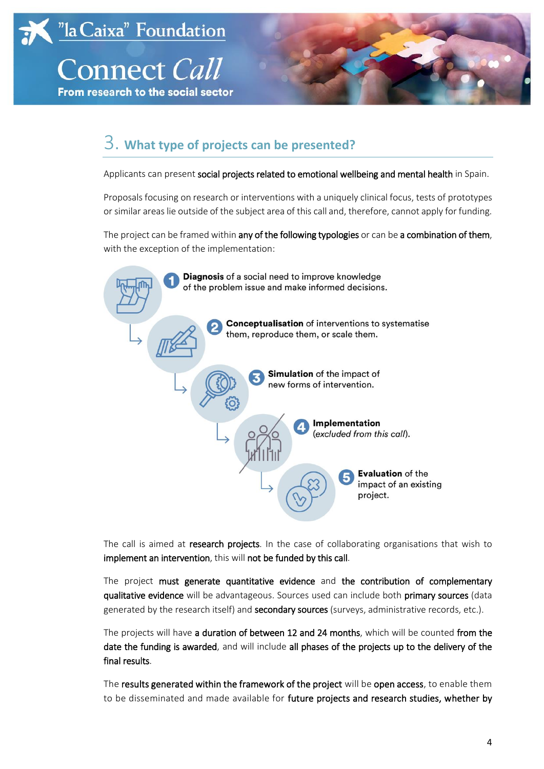## 3. What type of projects can be presented?

Applicants can present **social projects related to emotional wellbeing and mental health** in Spain.

Proposals focusing on research or interventions with a uniquely clinical focus, tests of prototypes or similar areas lie outside of the subject area of this call and, therefore, cannot apply for funding.

The project can be framed within **any of the following typologies** or can be **a combination of them**, with the exception of the implementation:

1. **Diagnosis** of a social need to improve knowledge of the problem issue and make informed decisions.
2. **Conceptualisation** of interventions to systematise them, reproduce them, or scale them.
3. **Simulation** of the impact of new forms of intervention.
4. **Implementation** (*excluded from this call*).
5. **Evaluation** of the impact of an existing project.

The call is aimed at **research projects**. In the case of collaborating organisations that wish to **implement an intervention**, this will **not be funded by this call**.

The project **must generate quantitative evidence** and **the contribution of complementary qualitative evidence** will be advantageous. Sources used can include both **primary sources** (data generated by the research itself) and **secondary sources** (surveys, administrative records, etc.).

The projects will have **a duration of between 12 and 24 months**, which will be counted **from the date the funding is awarded**, and will include **all phases of the projects up to the delivery of the final results**.

The **results generated within the framework of the project** will be **open access**, to enable them to be disseminated and made available for **future projects and research studies, whether by**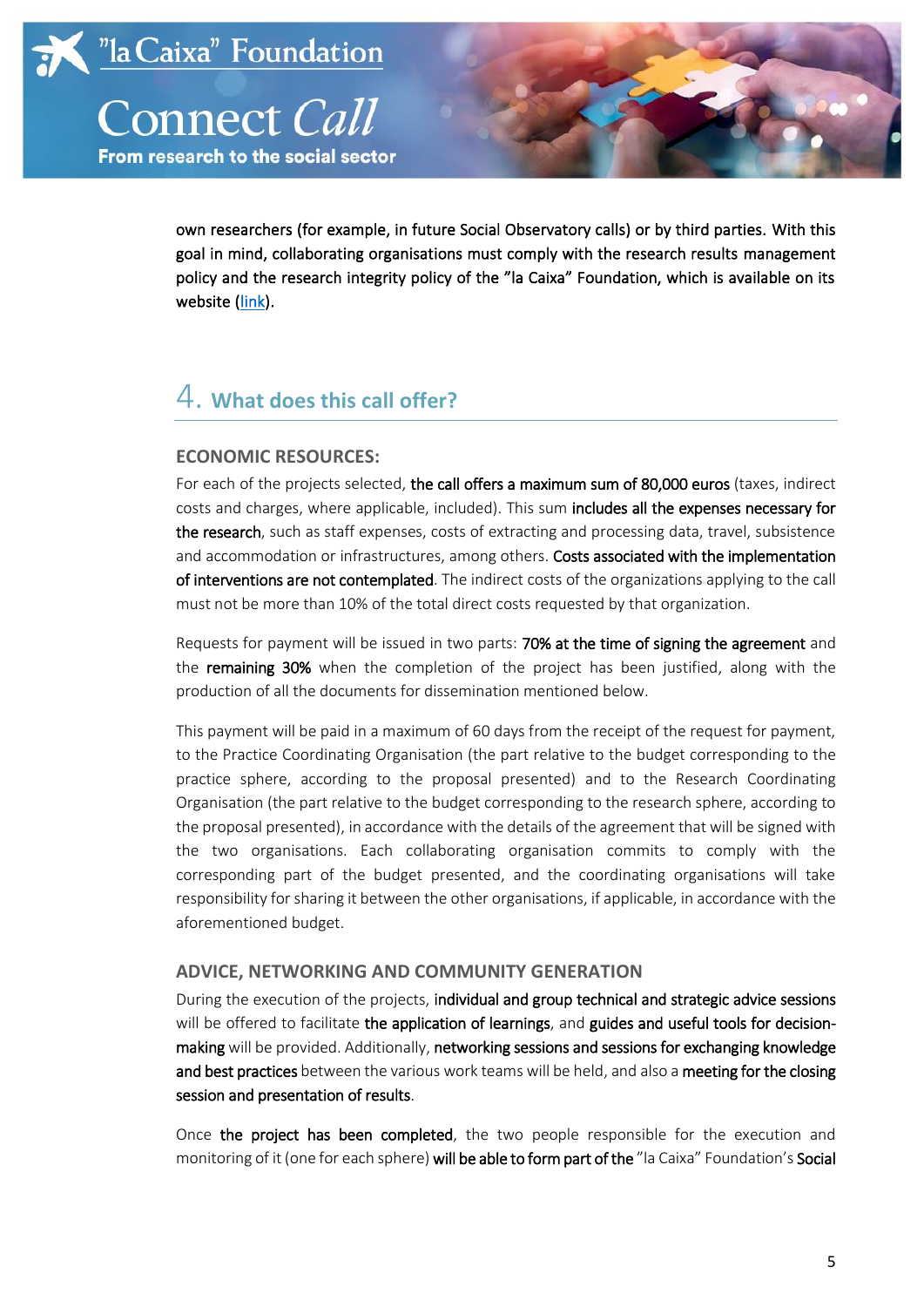own researchers (for example, in future Social Observatory calls) or by third parties. With this goal in mind, collaborating organisations must comply with the research results management policy and the research integrity policy of the ”la Caixa” Foundation, which is available on its website ([link](link)).

## 4. What does this call offer?

### ECONOMIC RESOURCES:

For each of the projects selected, **the call offers a maximum sum of 80,000 euros** (taxes, indirect costs and charges, where applicable, included). This sum **includes all the expenses necessary for the research**, such as staff expenses, costs of extracting and processing data, travel, subsistence and accommodation or infrastructures, among others. **Costs associated with the implementation of interventions are not contemplated**. The indirect costs of the organizations applying to the call must not be more than 10% of the total direct costs requested by that organization.

Requests for payment will be issued in two parts: **70% at the time of signing the agreement** and the **remaining 30%** when the completion of the project has been justified, along with the production of all the documents for dissemination mentioned below.

This payment will be paid in a maximum of 60 days from the receipt of the request for payment, to the Practice Coordinating Organisation (the part relative to the budget corresponding to the practice sphere, according to the proposal presented) and to the Research Coordinating Organisation (the part relative to the budget corresponding to the research sphere, according to the proposal presented), in accordance with the details of the agreement that will be signed with the two organisations. Each collaborating organisation commits to comply with the corresponding part of the budget presented, and the coordinating organisations will take responsibility for sharing it between the other organisations, if applicable, in accordance with the aforementioned budget.

### ADVICE, NETWORKING AND COMMUNITY GENERATION

During the execution of the projects, **individual and group technical and strategic advice sessions** will be offered to facilitate **the application of learnings**, and **guides and useful tools for decision-making** will be provided. Additionally, **networking sessions and sessions for exchanging knowledge and best practices** between the various work teams will be held, and also a **meeting for the closing session and presentation of results**.

Once **the project has been completed**, the two people responsible for the execution and monitoring of it (one for each sphere) **will be able to form part of the** ”la Caixa” Foundation’s **Social**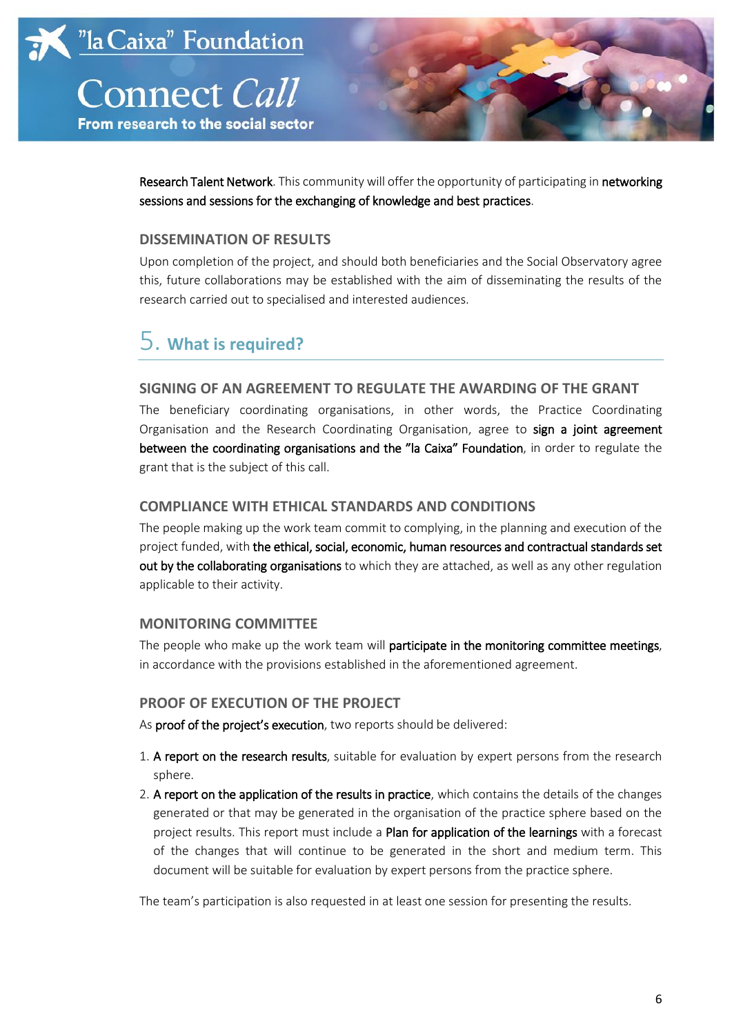**Research Talent Network**. This community will offer the opportunity of participating in **networking sessions and sessions for the exchanging of knowledge and best practices**.

### DISSEMINATION OF RESULTS

Upon completion of the project, and should both beneficiaries and the Social Observatory agree this, future collaborations may be established with the aim of disseminating the results of the research carried out to specialised and interested audiences.

## 5. What is required?

### SIGNING OF AN AGREEMENT TO REGULATE THE AWARDING OF THE GRANT

The beneficiary coordinating organisations, in other words, the Practice Coordinating Organisation and the Research Coordinating Organisation, agree to **sign a joint agreement between the coordinating organisations and the "la Caixa" Foundation**, in order to regulate the grant that is the subject of this call.

### COMPLIANCE WITH ETHICAL STANDARDS AND CONDITIONS

The people making up the work team commit to complying, in the planning and execution of the project funded, with **the ethical, social, economic, human resources and contractual standards set out by the collaborating organisations** to which they are attached, as well as any other regulation applicable to their activity.

### MONITORING COMMITTEE

The people who make up the work team will **participate in the monitoring committee meetings**, in accordance with the provisions established in the aforementioned agreement.

### PROOF OF EXECUTION OF THE PROJECT

As **proof of the project's execution**, two reports should be delivered:

1. **A report on the research results**, suitable for evaluation by expert persons from the research sphere.
2. **A report on the application of the results in practice**, which contains the details of the changes generated or that may be generated in the organisation of the practice sphere based on the project results. This report must include a **Plan for application of the learnings** with a forecast of the changes that will continue to be generated in the short and medium term. This document will be suitable for evaluation by expert persons from the practice sphere.

The team's participation is also requested in at least one session for presenting the results.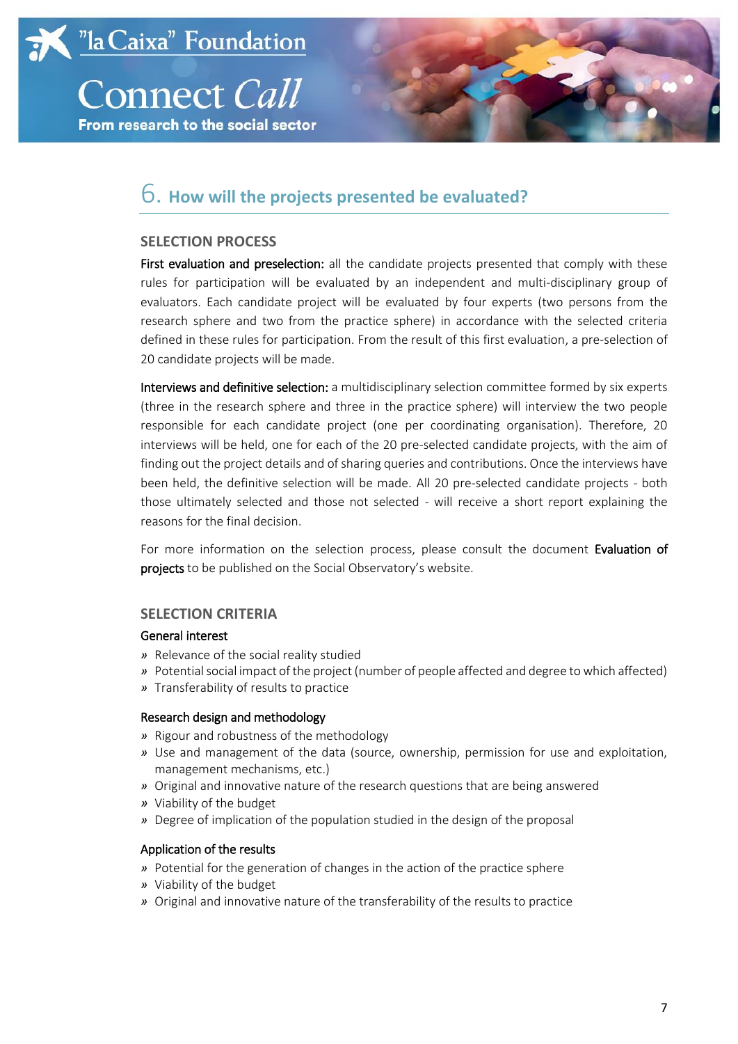## 6. How will the projects presented be evaluated?

### SELECTION PROCESS

**First evaluation and preselection:** all the candidate projects presented that comply with these rules for participation will be evaluated by an independent and multi-disciplinary group of evaluators. Each candidate project will be evaluated by four experts (two persons from the research sphere and two from the practice sphere) in accordance with the selected criteria defined in these rules for participation. From the result of this first evaluation, a pre-selection of 20 candidate projects will be made.

**Interviews and definitive selection:** a multidisciplinary selection committee formed by six experts (three in the research sphere and three in the practice sphere) will interview the two people responsible for each candidate project (one per coordinating organisation). Therefore, 20 interviews will be held, one for each of the 20 pre-selected candidate projects, with the aim of finding out the project details and of sharing queries and contributions. Once the interviews have been held, the definitive selection will be made. All 20 pre-selected candidate projects - both those ultimately selected and those not selected - will receive a short report explaining the reasons for the final decision.

For more information on the selection process, please consult the document **Evaluation of projects** to be published on the Social Observatory's website.

### SELECTION CRITERIA

**General interest**

- Relevance of the social reality studied
- Potential social impact of the project (number of people affected and degree to which affected)
- Transferability of results to practice

**Research design and methodology**

- Rigour and robustness of the methodology
- Use and management of the data (source, ownership, permission for use and exploitation, management mechanisms, etc.)
- Original and innovative nature of the research questions that are being answered
- Viability of the budget
- Degree of implication of the population studied in the design of the proposal

**Application of the results**

- Potential for the generation of changes in the action of the practice sphere
- Viability of the budget
- Original and innovative nature of the transferability of the results to practice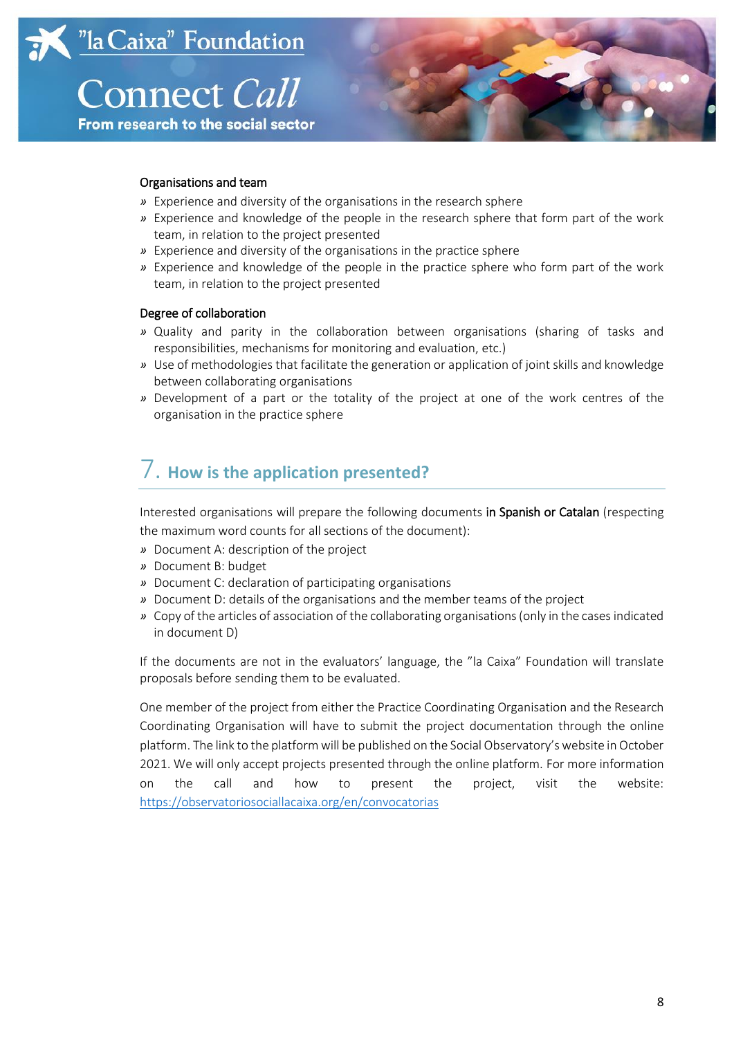#### Organisations and team

- Experience and diversity of the organisations in the research sphere
- Experience and knowledge of the people in the research sphere that form part of the work team, in relation to the project presented
- Experience and diversity of the organisations in the practice sphere
- Experience and knowledge of the people in the practice sphere who form part of the work team, in relation to the project presented

#### Degree of collaboration

- Quality and parity in the collaboration between organisations (sharing of tasks and responsibilities, mechanisms for monitoring and evaluation, etc.)
- Use of methodologies that facilitate the generation or application of joint skills and knowledge between collaborating organisations
- Development of a part or the totality of the project at one of the work centres of the organisation in the practice sphere

## 7. How is the application presented?

Interested organisations will prepare the following documents **in Spanish or Catalan** (respecting the maximum word counts for all sections of the document):

- Document A: description of the project
- Document B: budget
- Document C: declaration of participating organisations
- Document D: details of the organisations and the member teams of the project
- Copy of the articles of association of the collaborating organisations (only in the cases indicated in document D)

If the documents are not in the evaluators' language, the "la Caixa" Foundation will translate proposals before sending them to be evaluated.

One member of the project from either the Practice Coordinating Organisation and the Research Coordinating Organisation will have to submit the project documentation through the online platform. The link to the platform will be published on the Social Observatory's website in October 2021. We will only accept projects presented through the online platform. For more information on the call and how to present the project, visit the website: https://observatoriosociallacaixa.org/en/convocatorias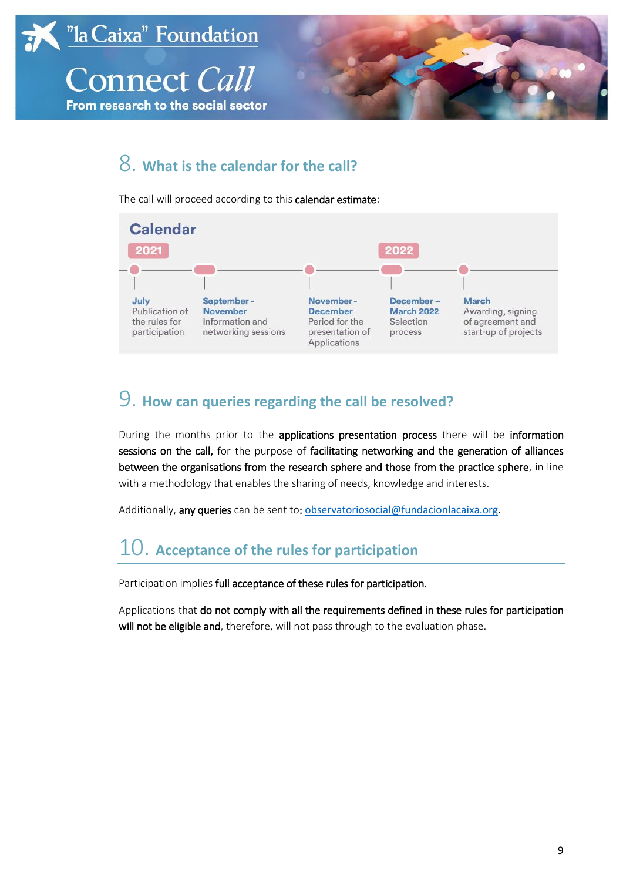## 8. What is the calendar for the call?

The call will proceed according to this **calendar estimate**:

**Calendar**

| 2021 | | | 2022 | |
|---|---|---|---|---|
| **July** Publication of the rules for participation | **September - November** Information and networking sessions | **November - December** Period for the presentation of Applications | **December – March 2022** Selection process | **March** Awarding, signing of agreement and start-up of projects |

## 9. How can queries regarding the call be resolved?

During the months prior to the **applications presentation process** there will be **information sessions on the call,** for the purpose of **facilitating networking and the generation of alliances between the organisations from the research sphere and those from the practice sphere**, in line with a methodology that enables the sharing of needs, knowledge and interests.

Additionally, **any queries** can be sent to**:** observatoriosocial@fundacionlacaixa.org.

## 10. Acceptance of the rules for participation

Participation implies **full acceptance of these rules for participation.**

Applications that **do not comply with all the requirements defined in these rules for participation will not be eligible and**, therefore, will not pass through to the evaluation phase.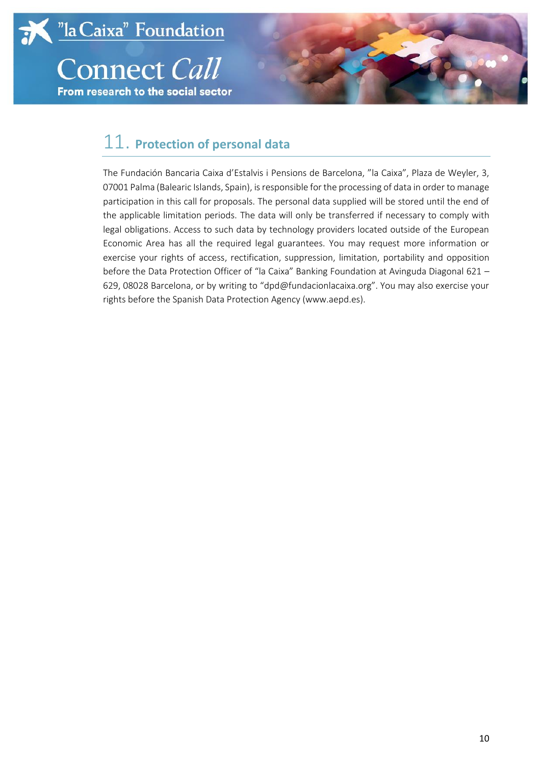## 11. Protection of personal data

The Fundación Bancaria Caixa d'Estalvis i Pensions de Barcelona, "la Caixa", Plaza de Weyler, 3, 07001 Palma (Balearic Islands, Spain), is responsible for the processing of data in order to manage participation in this call for proposals. The personal data supplied will be stored until the end of the applicable limitation periods. The data will only be transferred if necessary to comply with legal obligations. Access to such data by technology providers located outside of the European Economic Area has all the required legal guarantees. You may request more information or exercise your rights of access, rectification, suppression, limitation, portability and opposition before the Data Protection Officer of "la Caixa" Banking Foundation at Avinguda Diagonal 621 – 629, 08028 Barcelona, or by writing to "dpd@fundacionlacaixa.org". You may also exercise your rights before the Spanish Data Protection Agency (www.aepd.es).